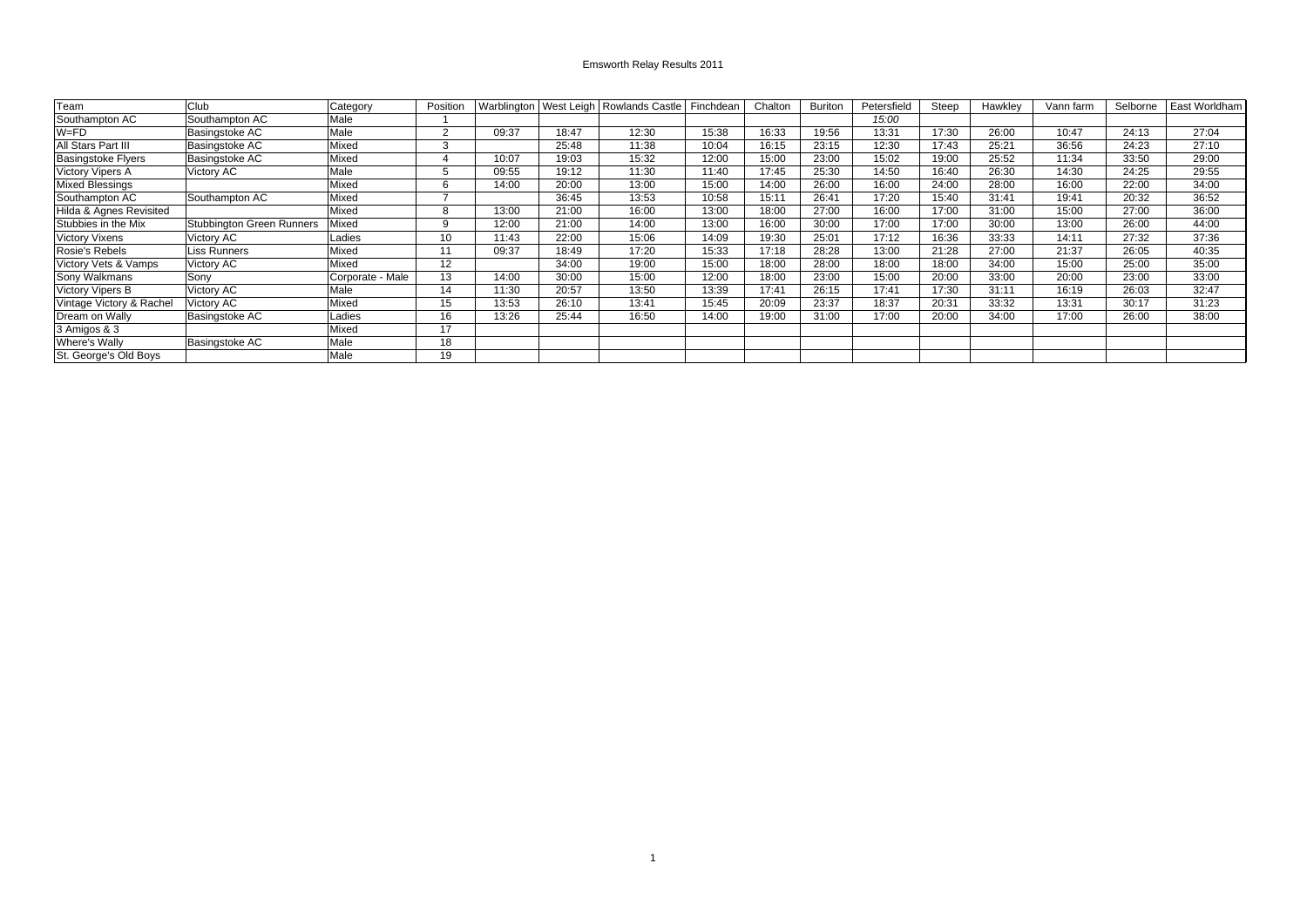Emsworth Relay Results 2011

| Team | Club | Category | Position | Warblington | West Leigh | Rowlands Castle | Finchdean | Chalton | Buriton | Petersfield | Steep | Hawkley | Vann farm | Selborne | East Worldham |
|---|---|---|---|---|---|---|---|---|---|---|---|---|---|---|---|
| Southampton AC | Southampton AC | Male | 1 | | | | | | | *15:00* | | | | | |
| W=FD | Basingstoke AC | Male | 2 | 09:37 | 18:47 | 12:30 | 15:38 | 16:33 | 19:56 | 13:31 | 17:30 | 26:00 | 10:47 | 24:13 | 27:04 |
| All Stars Part III | Basingstoke AC | Mixed | 3 | | 25:48 | 11:38 | 10:04 | 16:15 | 23:15 | 12:30 | 17:43 | 25:21 | 36:56 | 24:23 | 27:10 |
| Basingstoke Flyers | Basingstoke AC | Mixed | 4 | 10:07 | 19:03 | 15:32 | 12:00 | 15:00 | 23:00 | 15:02 | 19:00 | 25:52 | 11:34 | 33:50 | 29:00 |
| Victory Vipers A | Victory AC | Male | 5 | 09:55 | 19:12 | 11:30 | 11:40 | 17:45 | 25:30 | 14:50 | 16:40 | 26:30 | 14:30 | 24:25 | 29:55 |
| Mixed Blessings | | Mixed | 6 | 14:00 | 20:00 | 13:00 | 15:00 | 14:00 | 26:00 | 16:00 | 24:00 | 28:00 | 16:00 | 22:00 | 34:00 |
| Southampton AC | Southampton AC | Mixed | 7 | | 36:45 | 13:53 | 10:58 | 15:11 | 26:41 | 17:20 | 15:40 | 31:41 | 19:41 | 20:32 | 36:52 |
| Hilda & Agnes Revisited | | Mixed | 8 | 13:00 | 21:00 | 16:00 | 13:00 | 18:00 | 27:00 | 16:00 | 17:00 | 31:00 | 15:00 | 27:00 | 36:00 |
| Stubbies in the Mix | Stubbington Green Runners | Mixed | 9 | 12:00 | 21:00 | 14:00 | 13:00 | 16:00 | 30:00 | 17:00 | 17:00 | 30:00 | 13:00 | 26:00 | 44:00 |
| Victory Vixens | Victory AC | Ladies | 10 | 11:43 | 22:00 | 15:06 | 14:09 | 19:30 | 25:01 | 17:12 | 16:36 | 33:33 | 14:11 | 27:32 | 37:36 |
| Rosie's Rebels | Liss Runners | Mixed | 11 | 09:37 | 18:49 | 17:20 | 15:33 | 17:18 | 28:28 | 13:00 | 21:28 | 27:00 | 21:37 | 26:05 | 40:35 |
| Victory Vets & Vamps | Victory AC | Mixed | 12 | | 34:00 | 19:00 | 15:00 | 18:00 | 28:00 | 18:00 | 18:00 | 34:00 | 15:00 | 25:00 | 35:00 |
| Sony Walkmans | Sony | Corporate - Male | 13 | 14:00 | 30:00 | 15:00 | 12:00 | 18:00 | 23:00 | 15:00 | 20:00 | 33:00 | 20:00 | 23:00 | 33:00 |
| Victory Vipers B | Victory AC | Male | 14 | 11:30 | 20:57 | 13:50 | 13:39 | 17:41 | 26:15 | 17:41 | 17:30 | 31:11 | 16:19 | 26:03 | 32:47 |
| Vintage Victory & Rachel | Victory AC | Mixed | 15 | 13:53 | 26:10 | 13:41 | 15:45 | 20:09 | 23:37 | 18:37 | 20:31 | 33:32 | 13:31 | 30:17 | 31:23 |
| Dream on Wally | Basingstoke AC | Ladies | 16 | 13:26 | 25:44 | 16:50 | 14:00 | 19:00 | 31:00 | 17:00 | 20:00 | 34:00 | 17:00 | 26:00 | 38:00 |
| 3 Amigos & 3 | | Mixed | 17 | | | | | | | | | | | | |
| Where's Wally | Basingstoke AC | Male | 18 | | | | | | | | | | | | |
| St. George's Old Boys | | Male | 19 | | | | | | | | | | | | |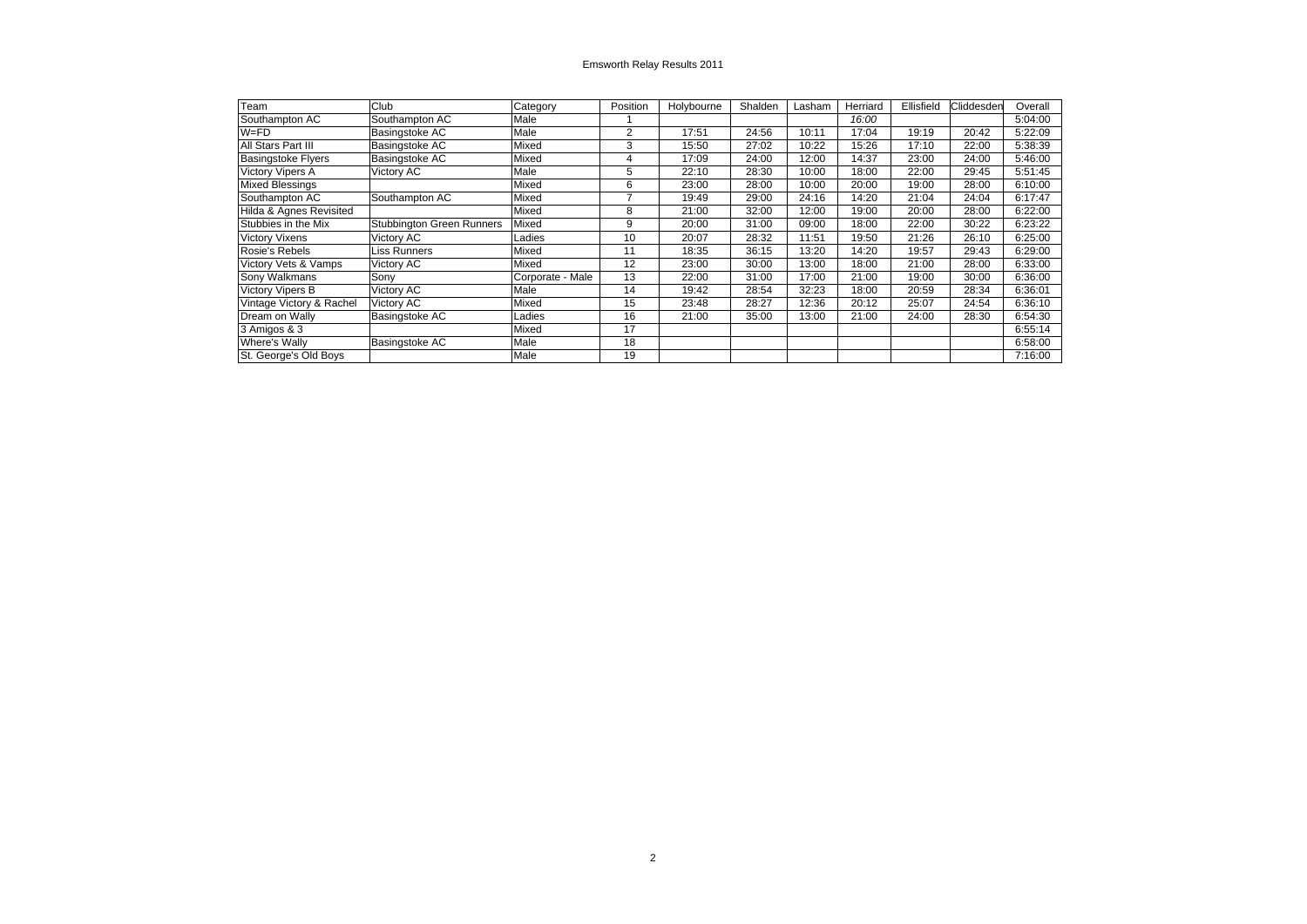Emsworth Relay Results 2011

| Team | Club | Category | Position | Holybourne | Shalden | Lasham | Herriard | Ellisfield | Cliddesden | Overall |
|---|---|---|---|---|---|---|---|---|---|---|
| Southampton AC | Southampton AC | Male | 1 | | | | *16:00* | | | 5:04:00 |
| W=FD | Basingstoke AC | Male | 2 | 17:51 | 24:56 | 10:11 | 17:04 | 19:19 | 20:42 | 5:22:09 |
| All Stars Part III | Basingstoke AC | Mixed | 3 | 15:50 | 27:02 | 10:22 | 15:26 | 17:10 | 22:00 | 5:38:39 |
| Basingstoke Flyers | Basingstoke AC | Mixed | 4 | 17:09 | 24:00 | 12:00 | 14:37 | 23:00 | 24:00 | 5:46:00 |
| Victory Vipers A | Victory AC | Male | 5 | 22:10 | 28:30 | 10:00 | 18:00 | 22:00 | 29:45 | 5:51:45 |
| Mixed Blessings | | Mixed | 6 | 23:00 | 28:00 | 10:00 | 20:00 | 19:00 | 28:00 | 6:10:00 |
| Southampton AC | Southampton AC | Mixed | 7 | 19:49 | 29:00 | 24:16 | 14:20 | 21:04 | 24:04 | 6:17:47 |
| Hilda & Agnes Revisited | | Mixed | 8 | 21:00 | 32:00 | 12:00 | 19:00 | 20:00 | 28:00 | 6:22:00 |
| Stubbies in the Mix | Stubbington Green Runners | Mixed | 9 | 20:00 | 31:00 | 09:00 | 18:00 | 22:00 | 30:22 | 6:23:22 |
| Victory Vixens | Victory AC | Ladies | 10 | 20:07 | 28:32 | 11:51 | 19:50 | 21:26 | 26:10 | 6:25:00 |
| Rosie's Rebels | Liss Runners | Mixed | 11 | 18:35 | 36:15 | 13:20 | 14:20 | 19:57 | 29:43 | 6:29:00 |
| Victory Vets & Vamps | Victory AC | Mixed | 12 | 23:00 | 30:00 | 13:00 | 18:00 | 21:00 | 28:00 | 6:33:00 |
| Sony Walkmans | Sony | Corporate - Male | 13 | 22:00 | 31:00 | 17:00 | 21:00 | 19:00 | 30:00 | 6:36:00 |
| Victory Vipers B | Victory AC | Male | 14 | 19:42 | 28:54 | 32:23 | 18:00 | 20:59 | 28:34 | 6:36:01 |
| Vintage Victory & Rachel | Victory AC | Mixed | 15 | 23:48 | 28:27 | 12:36 | 20:12 | 25:07 | 24:54 | 6:36:10 |
| Dream on Wally | Basingstoke AC | Ladies | 16 | 21:00 | 35:00 | 13:00 | 21:00 | 24:00 | 28:30 | 6:54:30 |
| 3 Amigos & 3 | | Mixed | 17 | | | | | | | 6:55:14 |
| Where's Wally | Basingstoke AC | Male | 18 | | | | | | | 6:58:00 |
| St. George's Old Boys | | Male | 19 | | | | | | | 7:16:00 |